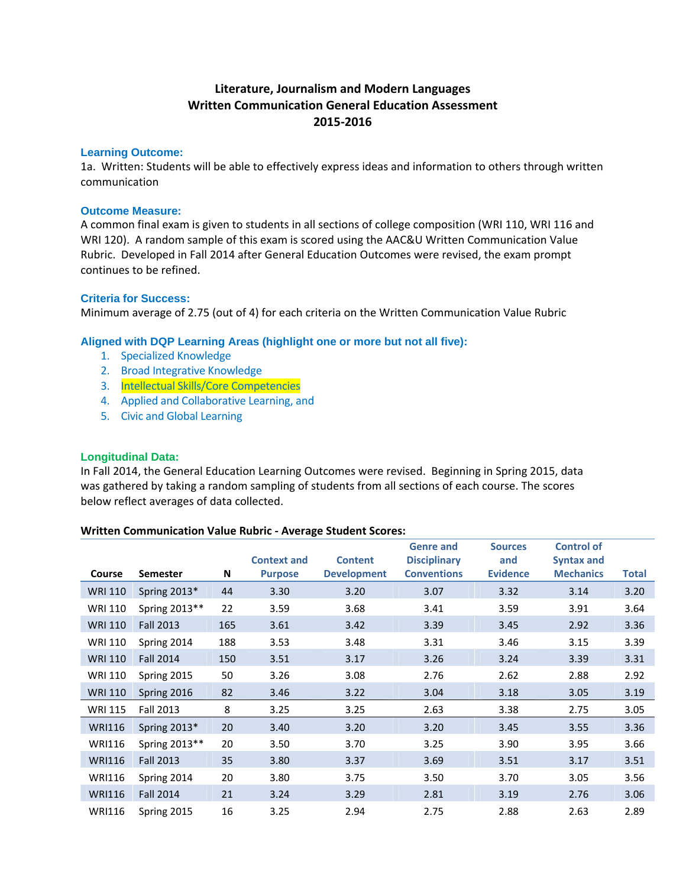# Literature, Journalism and Modern Languages
# Written Communication General Education Assessment
# 2015-2016

### Learning Outcome:

1a. Written: Students will be able to effectively express ideas and information to others through written communication

### Outcome Measure:

A common final exam is given to students in all sections of college composition (WRI 110, WRI 116 and WRI 120). A random sample of this exam is scored using the AAC&U Written Communication Value Rubric. Developed in Fall 2014 after General Education Outcomes were revised, the exam prompt continues to be refined.

### Criteria for Success:

Minimum average of 2.75 (out of 4) for each criteria on the Written Communication Value Rubric

### Aligned with DQP Learning Areas (highlight one or more but not all five):

1. Specialized Knowledge
2. Broad Integrative Knowledge
3. Intellectual Skills/Core Competencies
4. Applied and Collaborative Learning, and
5. Civic and Global Learning

### Longitudinal Data:

In Fall 2014, the General Education Learning Outcomes were revised. Beginning in Spring 2015, data was gathered by taking a random sampling of students from all sections of each course. The scores below reflect averages of data collected.

**Written Communication Value Rubric - Average Student Scores:**

| Course | Semester | N | Context and Purpose | Content Development | Genre and Disciplinary Conventions | Sources and Evidence | Control of Syntax and Mechanics | Total |
|---|---|---|---|---|---|---|---|---|
| WRI 110 | Spring 2013* | 44 | 3.30 | 3.20 | 3.07 | 3.32 | 3.14 | 3.20 |
| WRI 110 | Spring 2013** | 22 | 3.59 | 3.68 | 3.41 | 3.59 | 3.91 | 3.64 |
| WRI 110 | Fall 2013 | 165 | 3.61 | 3.42 | 3.39 | 3.45 | 2.92 | 3.36 |
| WRI 110 | Spring 2014 | 188 | 3.53 | 3.48 | 3.31 | 3.46 | 3.15 | 3.39 |
| WRI 110 | Fall 2014 | 150 | 3.51 | 3.17 | 3.26 | 3.24 | 3.39 | 3.31 |
| WRI 110 | Spring 2015 | 50 | 3.26 | 3.08 | 2.76 | 2.62 | 2.88 | 2.92 |
| WRI 110 | Spring 2016 | 82 | 3.46 | 3.22 | 3.04 | 3.18 | 3.05 | 3.19 |
| WRI 115 | Fall 2013 | 8 | 3.25 | 3.25 | 2.63 | 3.38 | 2.75 | 3.05 |
| WRI116 | Spring 2013* | 20 | 3.40 | 3.20 | 3.20 | 3.45 | 3.55 | 3.36 |
| WRI116 | Spring 2013** | 20 | 3.50 | 3.70 | 3.25 | 3.90 | 3.95 | 3.66 |
| WRI116 | Fall 2013 | 35 | 3.80 | 3.37 | 3.69 | 3.51 | 3.17 | 3.51 |
| WRI116 | Spring 2014 | 20 | 3.80 | 3.75 | 3.50 | 3.70 | 3.05 | 3.56 |
| WRI116 | Fall 2014 | 21 | 3.24 | 3.29 | 2.81 | 3.19 | 2.76 | 3.06 |
| WRI116 | Spring 2015 | 16 | 3.25 | 2.94 | 2.75 | 2.88 | 2.63 | 2.89 |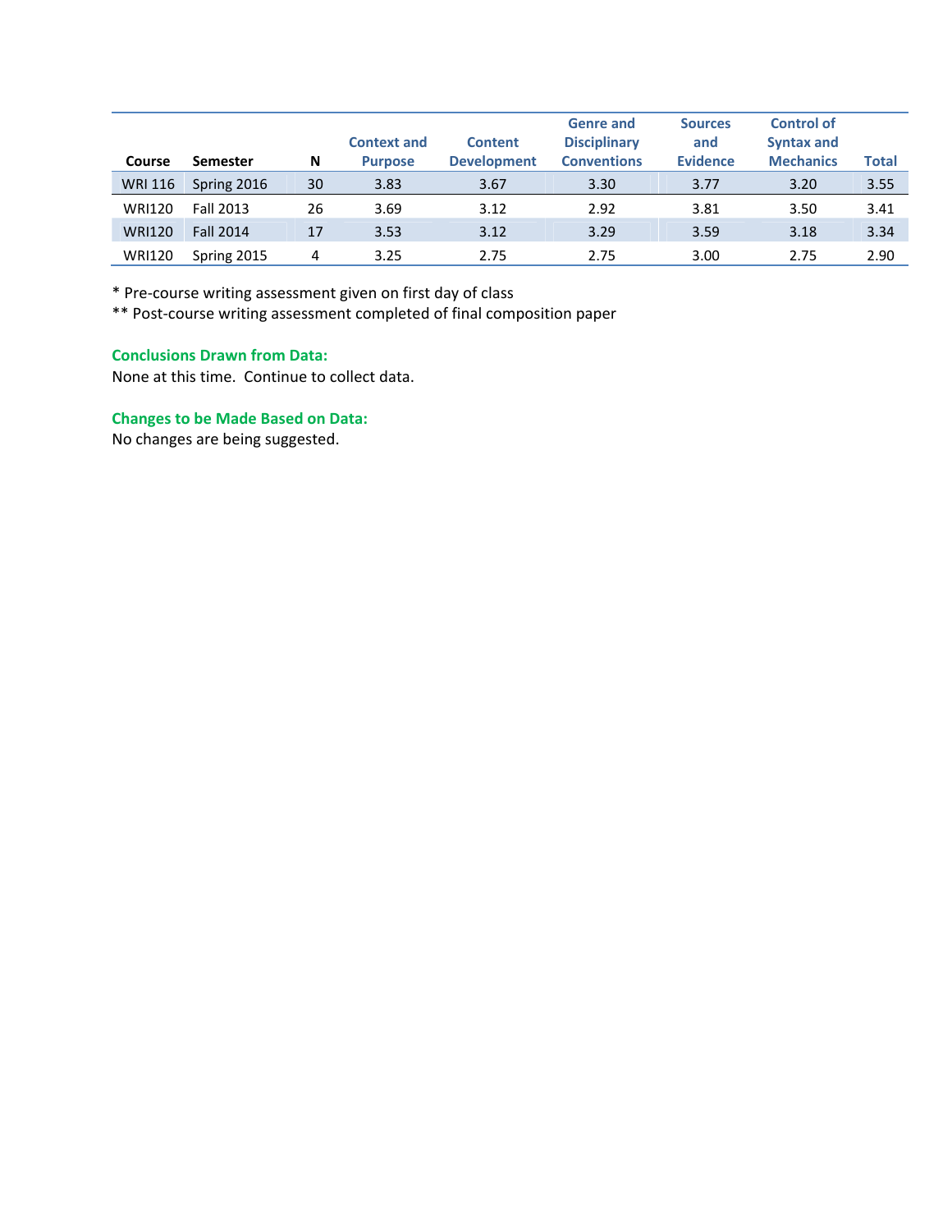| Course | Semester | N | Context and Purpose | Content Development | Genre and Disciplinary Conventions | Sources and Evidence | Control of Syntax and Mechanics | Total |
|---|---|---|---|---|---|---|---|---|
| WRI 116 | Spring 2016 | 30 | 3.83 | 3.67 | 3.30 | 3.77 | 3.20 | 3.55 |
| WRI120 | Fall 2013 | 26 | 3.69 | 3.12 | 2.92 | 3.81 | 3.50 | 3.41 |
| WRI120 | Fall 2014 | 17 | 3.53 | 3.12 | 3.29 | 3.59 | 3.18 | 3.34 |
| WRI120 | Spring 2015 | 4 | 3.25 | 2.75 | 2.75 | 3.00 | 2.75 | 2.90 |

* Pre-course writing assessment given on first day of class

** Post-course writing assessment completed of final composition paper

### Conclusions Drawn from Data:

None at this time. Continue to collect data.

### Changes to be Made Based on Data:

No changes are being suggested.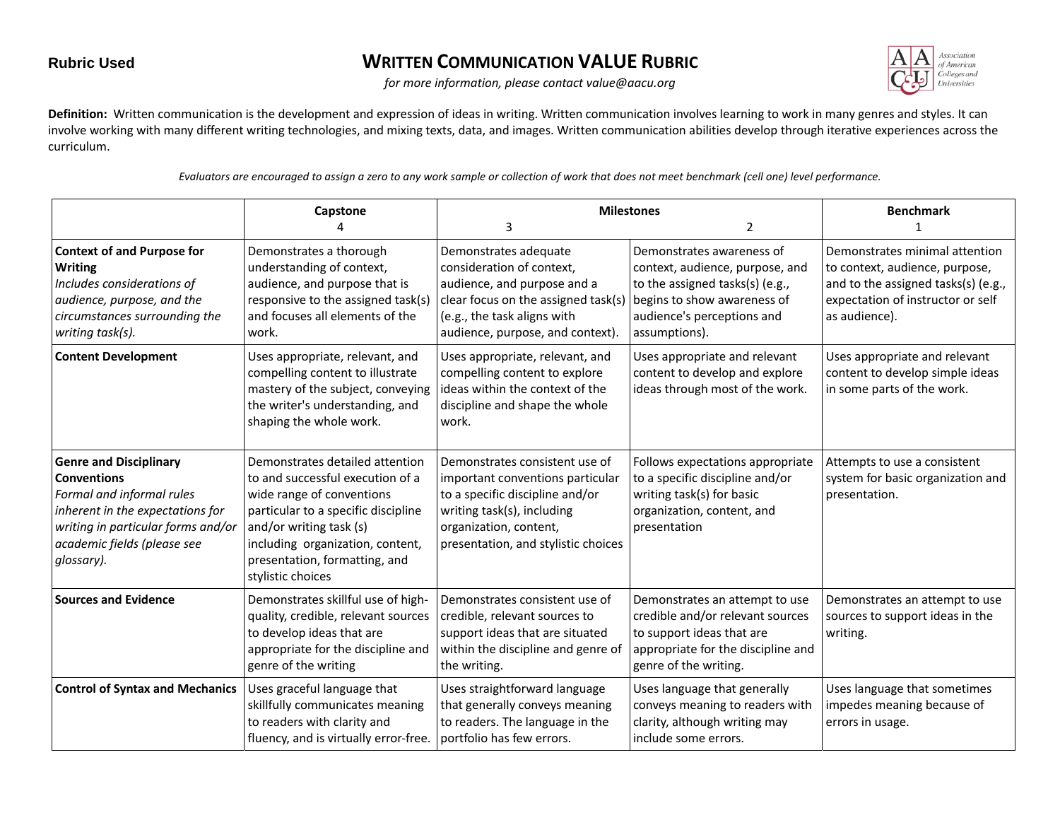**Rubric Used**

# WRITTEN COMMUNICATION VALUE RUBRIC

*for more information, please contact value@aacu.org*

Association of American Colleges and Universities

**Definition:** Written communication is the development and expression of ideas in writing. Written communication involves learning to work in many genres and styles. It can involve working with many different writing technologies, and mixing texts, data, and images. Written communication abilities develop through iterative experiences across the curriculum.

*Evaluators are encouraged to assign a zero to any work sample or collection of work that does not meet benchmark (cell one) level performance.*

| | **Capstone** 4 | **Milestones** 3 | 2 | **Benchmark** 1 |
|---|---|---|---|---|
| **Context of and Purpose for Writing** *Includes considerations of audience, purpose, and the circumstances surrounding the writing task(s).* | Demonstrates a thorough understanding of context, audience, and purpose that is responsive to the assigned task(s) and focuses all elements of the work. | Demonstrates adequate consideration of context, audience, and purpose and a clear focus on the assigned task(s) (e.g., the task aligns with audience, purpose, and context). | Demonstrates awareness of context, audience, purpose, and to the assigned tasks(s) (e.g., begins to show awareness of audience's perceptions and assumptions). | Demonstrates minimal attention to context, audience, purpose, and to the assigned tasks(s) (e.g., expectation of instructor or self as audience). |
| **Content Development** | Uses appropriate, relevant, and compelling content to illustrate mastery of the subject, conveying the writer's understanding, and shaping the whole work. | Uses appropriate, relevant, and compelling content to explore ideas within the context of the discipline and shape the whole work. | Uses appropriate and relevant content to develop and explore ideas through most of the work. | Uses appropriate and relevant content to develop simple ideas in some parts of the work. |
| **Genre and Disciplinary Conventions** *Formal and informal rules inherent in the expectations for writing in particular forms and/or academic fields (please see glossary).* | Demonstrates detailed attention to and successful execution of a wide range of conventions particular to a specific discipline and/or writing task (s) including organization, content, presentation, formatting, and stylistic choices | Demonstrates consistent use of important conventions particular to a specific discipline and/or writing task(s), including organization, content, presentation, and stylistic choices | Follows expectations appropriate to a specific discipline and/or writing task(s) for basic organization, content, and presentation | Attempts to use a consistent system for basic organization and presentation. |
| **Sources and Evidence** | Demonstrates skillful use of high-quality, credible, relevant sources to develop ideas that are appropriate for the discipline and genre of the writing | Demonstrates consistent use of credible, relevant sources to support ideas that are situated within the discipline and genre of the writing. | Demonstrates an attempt to use credible and/or relevant sources to support ideas that are appropriate for the discipline and genre of the writing. | Demonstrates an attempt to use sources to support ideas in the writing. |
| **Control of Syntax and Mechanics** | Uses graceful language that skillfully communicates meaning to readers with clarity and fluency, and is virtually error-free. | Uses straightforward language that generally conveys meaning to readers. The language in the portfolio has few errors. | Uses language that generally conveys meaning to readers with clarity, although writing may include some errors. | Uses language that sometimes impedes meaning because of errors in usage. |